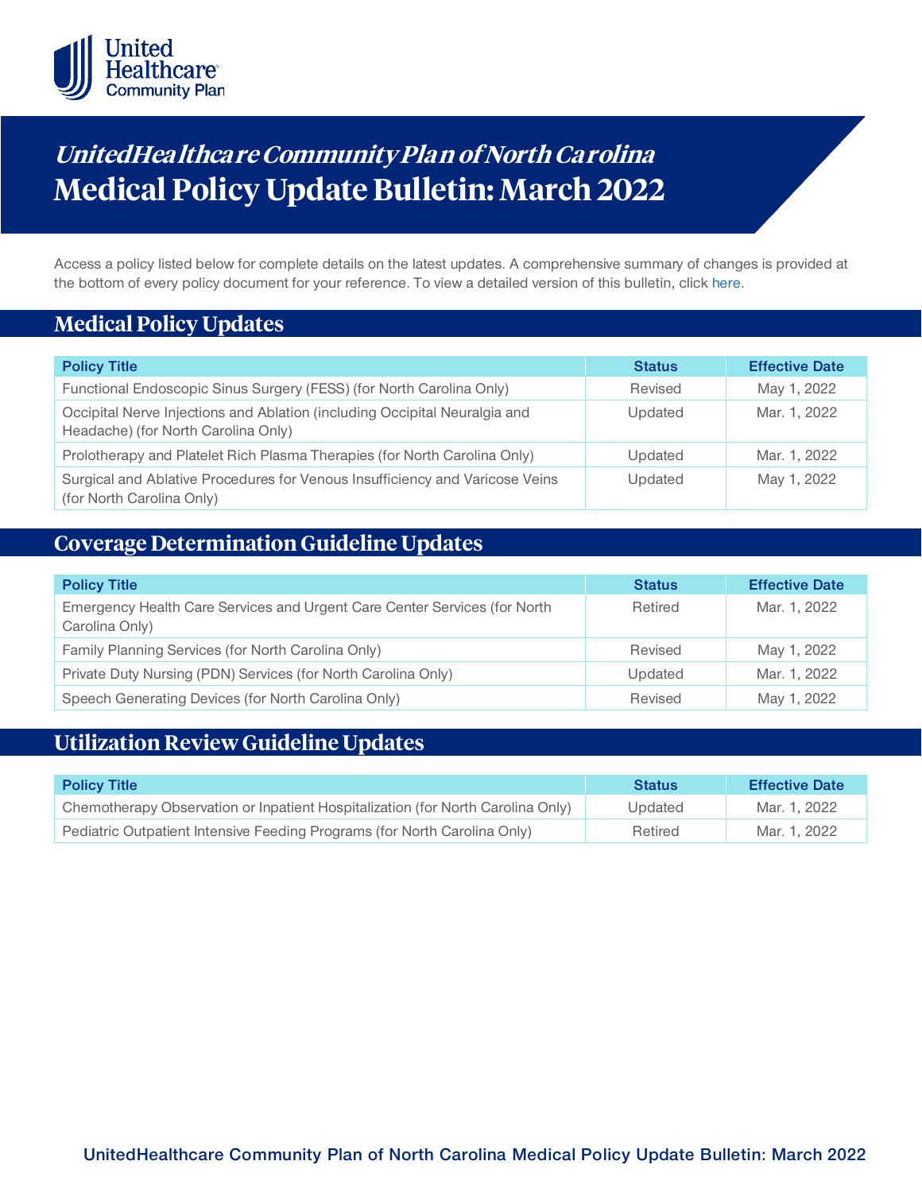# *UnitedHealthcare Community Plan of North Carolina*

# Medical Policy Update Bulletin: March 2022

Access a policy listed below for complete details on the latest updates. A comprehensive summary of changes is provided at the bottom of every policy document for your reference. To view a detailed version of this bulletin, click here.

## Medical Policy Updates

| Policy Title | Status | Effective Date |
|---|---|---|
| Functional Endoscopic Sinus Surgery (FESS) (for North Carolina Only) | Revised | May 1, 2022 |
| Occipital Nerve Injections and Ablation (including Occipital Neuralgia and Headache) (for North Carolina Only) | Updated | Mar. 1, 2022 |
| Prolotherapy and Platelet Rich Plasma Therapies (for North Carolina Only) | Updated | Mar. 1, 2022 |
| Surgical and Ablative Procedures for Venous Insufficiency and Varicose Veins (for North Carolina Only) | Updated | May 1, 2022 |

## Coverage Determination Guideline Updates

| Policy Title | Status | Effective Date |
|---|---|---|
| Emergency Health Care Services and Urgent Care Center Services (for North Carolina Only) | Retired | Mar. 1, 2022 |
| Family Planning Services (for North Carolina Only) | Revised | May 1, 2022 |
| Private Duty Nursing (PDN) Services (for North Carolina Only) | Updated | Mar. 1, 2022 |
| Speech Generating Devices (for North Carolina Only) | Revised | May 1, 2022 |

## Utilization Review Guideline Updates

| Policy Title | Status | Effective Date |
|---|---|---|
| Chemotherapy Observation or Inpatient Hospitalization (for North Carolina Only) | Updated | Mar. 1, 2022 |
| Pediatric Outpatient Intensive Feeding Programs (for North Carolina Only) | Retired | Mar. 1, 2022 |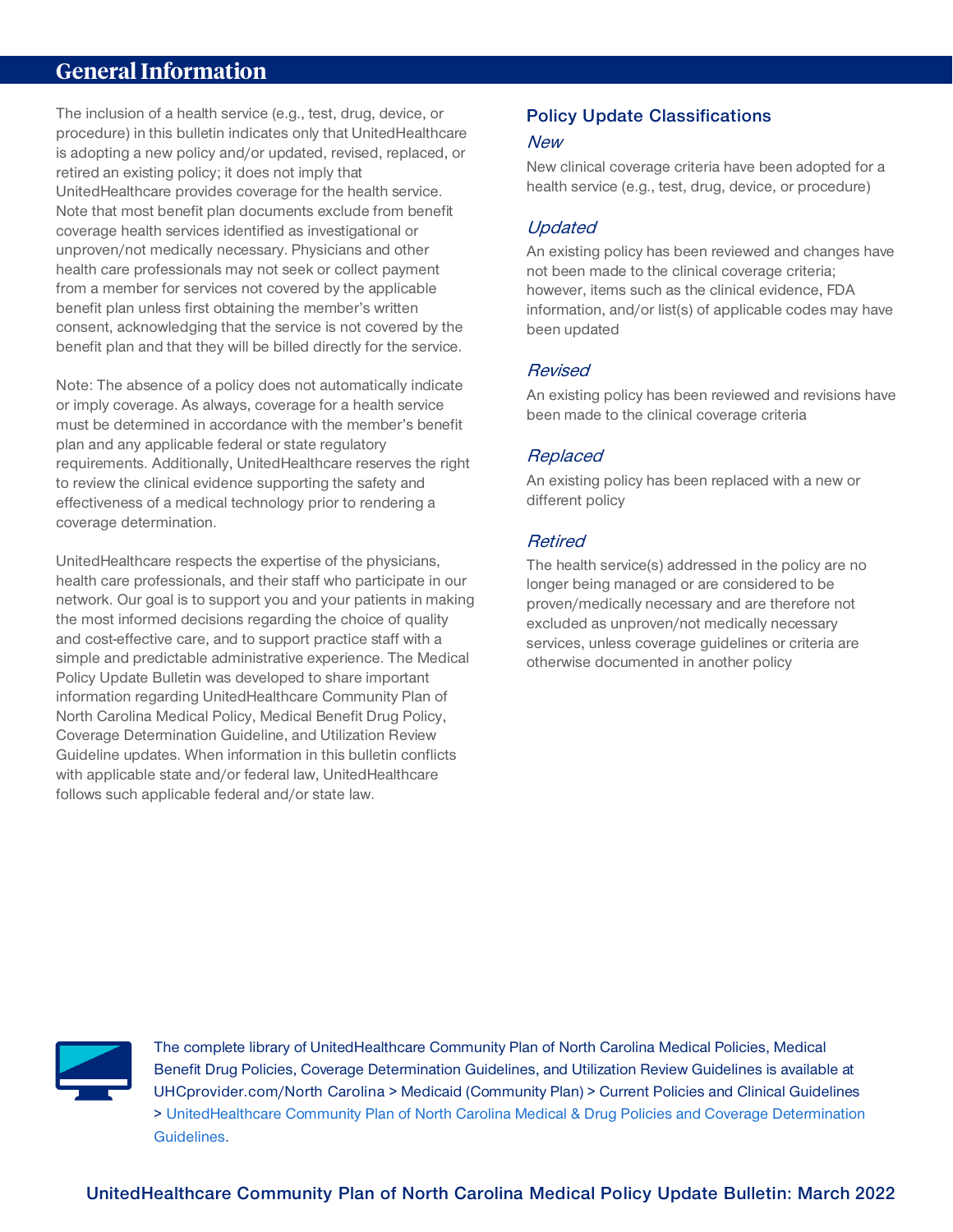# General Information

The inclusion of a health service (e.g., test, drug, device, or procedure) in this bulletin indicates only that UnitedHealthcare is adopting a new policy and/or updated, revised, replaced, or retired an existing policy; it does not imply that UnitedHealthcare provides coverage for the health service. Note that most benefit plan documents exclude from benefit coverage health services identified as investigational or unproven/not medically necessary. Physicians and other health care professionals may not seek or collect payment from a member for services not covered by the applicable benefit plan unless first obtaining the member's written consent, acknowledging that the service is not covered by the benefit plan and that they will be billed directly for the service.

Note: The absence of a policy does not automatically indicate or imply coverage. As always, coverage for a health service must be determined in accordance with the member's benefit plan and any applicable federal or state regulatory requirements. Additionally, UnitedHealthcare reserves the right to review the clinical evidence supporting the safety and effectiveness of a medical technology prior to rendering a coverage determination.

UnitedHealthcare respects the expertise of the physicians, health care professionals, and their staff who participate in our network. Our goal is to support you and your patients in making the most informed decisions regarding the choice of quality and cost-effective care, and to support practice staff with a simple and predictable administrative experience. The Medical Policy Update Bulletin was developed to share important information regarding UnitedHealthcare Community Plan of North Carolina Medical Policy, Medical Benefit Drug Policy, Coverage Determination Guideline, and Utilization Review Guideline updates. When information in this bulletin conflicts with applicable state and/or federal law, UnitedHealthcare follows such applicable federal and/or state law.

## Policy Update Classifications

### *New*

New clinical coverage criteria have been adopted for a health service (e.g., test, drug, device, or procedure)

### *Updated*

An existing policy has been reviewed and changes have not been made to the clinical coverage criteria; however, items such as the clinical evidence, FDA information, and/or list(s) of applicable codes may have been updated

### *Revised*

An existing policy has been reviewed and revisions have been made to the clinical coverage criteria

### *Replaced*

An existing policy has been replaced with a new or different policy

### *Retired*

The health service(s) addressed in the policy are no longer being managed or are considered to be proven/medically necessary and are therefore not excluded as unproven/not medically necessary services, unless coverage guidelines or criteria are otherwise documented in another policy

The complete library of UnitedHealthcare Community Plan of North Carolina Medical Policies, Medical Benefit Drug Policies, Coverage Determination Guidelines, and Utilization Review Guidelines is available at UHCprovider.com/North Carolina > Medicaid (Community Plan) > Current Policies and Clinical Guidelines > UnitedHealthcare Community Plan of North Carolina Medical & Drug Policies and Coverage Determination Guidelines.